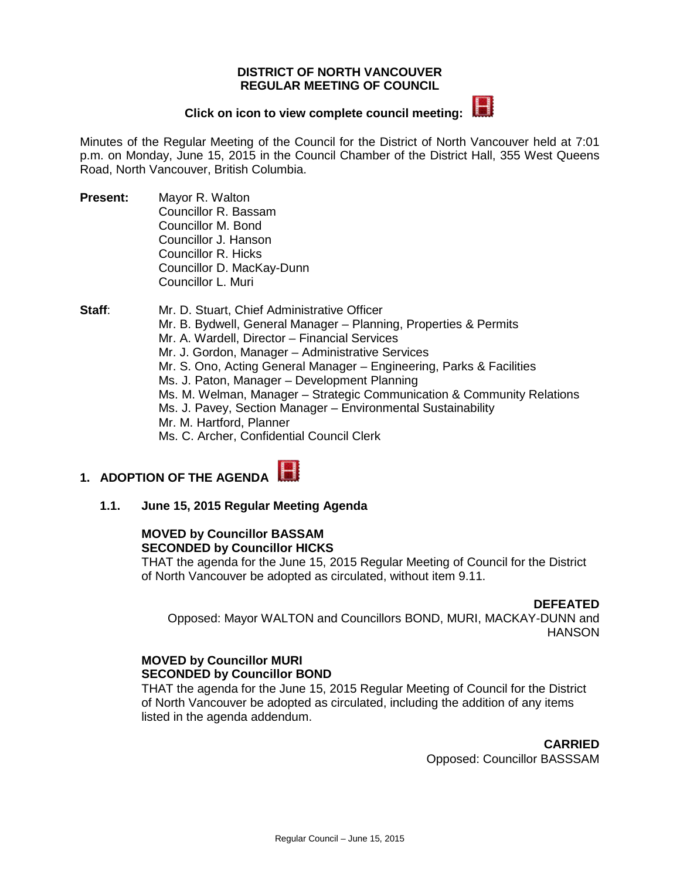**DISTRICT OF NORTH VANCOUVER**
**REGULAR MEETING OF COUNCIL**

**Click on icon to view complete council meeting:**

Minutes of the Regular Meeting of the Council for the District of North Vancouver held at 7:01 p.m. on Monday, June 15, 2015 in the Council Chamber of the District Hall, 355 West Queens Road, North Vancouver, British Columbia.

**Present:**
Mayor R. Walton
Councillor R. Bassam
Councillor M. Bond
Councillor J. Hanson
Councillor R. Hicks
Councillor D. MacKay-Dunn
Councillor L. Muri

**Staff:**
Mr. D. Stuart, Chief Administrative Officer
Mr. B. Bydwell, General Manager – Planning, Properties & Permits
Mr. A. Wardell, Director – Financial Services
Mr. J. Gordon, Manager – Administrative Services
Mr. S. Ono, Acting General Manager – Engineering, Parks & Facilities
Ms. J. Paton, Manager – Development Planning
Ms. M. Welman, Manager – Strategic Communication & Community Relations
Ms. J. Pavey, Section Manager – Environmental Sustainability
Mr. M. Hartford, Planner
Ms. C. Archer, Confidential Council Clerk

## 1. ADOPTION OF THE AGENDA

### 1.1. June 15, 2015 Regular Meeting Agenda

**MOVED by Councillor BASSAM**
**SECONDED by Councillor HICKS**
THAT the agenda for the June 15, 2015 Regular Meeting of Council for the District of North Vancouver be adopted as circulated, without item 9.11.

**DEFEATED**
Opposed: Mayor WALTON and Councillors BOND, MURI, MACKAY-DUNN and HANSON

**MOVED by Councillor MURI**
**SECONDED by Councillor BOND**
THAT the agenda for the June 15, 2015 Regular Meeting of Council for the District of North Vancouver be adopted as circulated, including the addition of any items listed in the agenda addendum.

**CARRIED**
Opposed: Councillor BASSSAM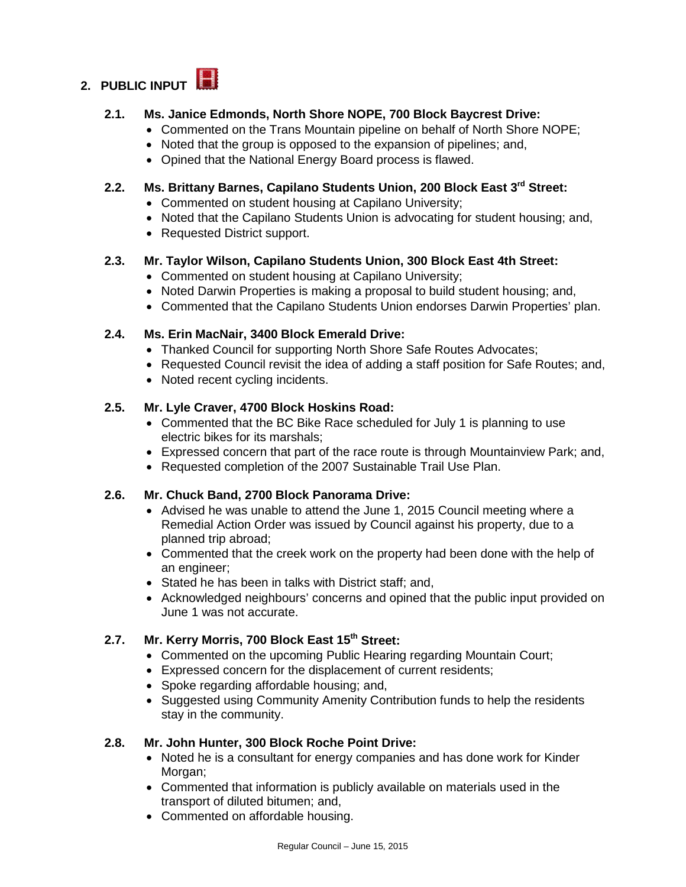## 2. PUBLIC INPUT

### 2.1. Ms. Janice Edmonds, North Shore NOPE, 700 Block Baycrest Drive:

- Commented on the Trans Mountain pipeline on behalf of North Shore NOPE;
- Noted that the group is opposed to the expansion of pipelines; and,
- Opined that the National Energy Board process is flawed.

### 2.2. Ms. Brittany Barnes, Capilano Students Union, 200 Block East 3rd Street:

- Commented on student housing at Capilano University;
- Noted that the Capilano Students Union is advocating for student housing; and,
- Requested District support.

### 2.3. Mr. Taylor Wilson, Capilano Students Union, 300 Block East 4th Street:

- Commented on student housing at Capilano University;
- Noted Darwin Properties is making a proposal to build student housing; and,
- Commented that the Capilano Students Union endorses Darwin Properties' plan.

### 2.4. Ms. Erin MacNair, 3400 Block Emerald Drive:

- Thanked Council for supporting North Shore Safe Routes Advocates;
- Requested Council revisit the idea of adding a staff position for Safe Routes; and,
- Noted recent cycling incidents.

### 2.5. Mr. Lyle Craver, 4700 Block Hoskins Road:

- Commented that the BC Bike Race scheduled for July 1 is planning to use electric bikes for its marshals;
- Expressed concern that part of the race route is through Mountainview Park; and,
- Requested completion of the 2007 Sustainable Trail Use Plan.

### 2.6. Mr. Chuck Band, 2700 Block Panorama Drive:

- Advised he was unable to attend the June 1, 2015 Council meeting where a Remedial Action Order was issued by Council against his property, due to a planned trip abroad;
- Commented that the creek work on the property had been done with the help of an engineer;
- Stated he has been in talks with District staff; and,
- Acknowledged neighbours' concerns and opined that the public input provided on June 1 was not accurate.

### 2.7. Mr. Kerry Morris, 700 Block East 15th Street:

- Commented on the upcoming Public Hearing regarding Mountain Court;
- Expressed concern for the displacement of current residents;
- Spoke regarding affordable housing; and,
- Suggested using Community Amenity Contribution funds to help the residents stay in the community.

### 2.8. Mr. John Hunter, 300 Block Roche Point Drive:

- Noted he is a consultant for energy companies and has done work for Kinder Morgan;
- Commented that information is publicly available on materials used in the transport of diluted bitumen; and,
- Commented on affordable housing.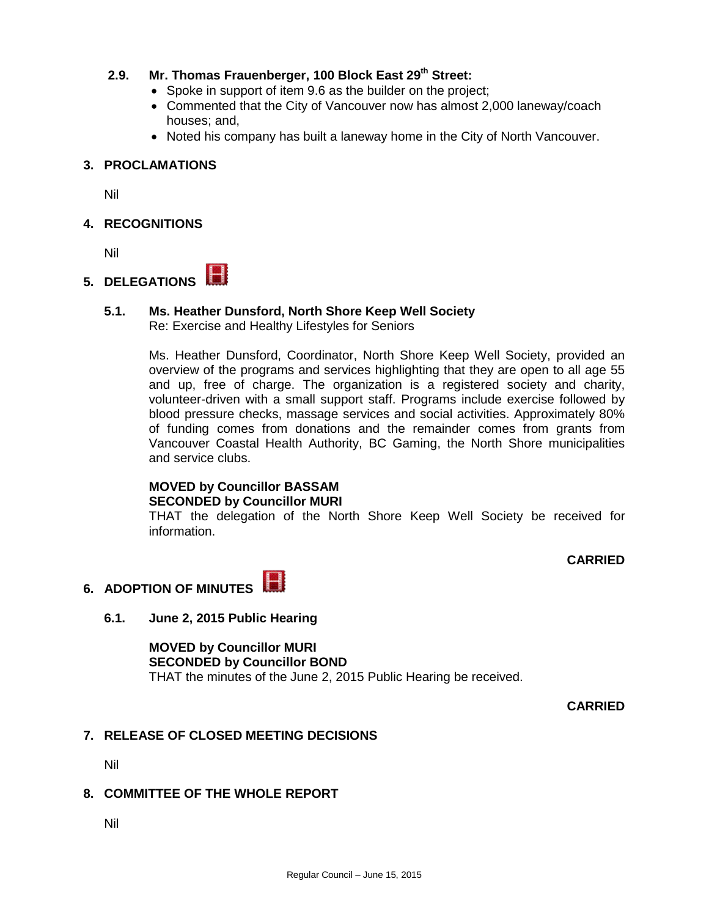### 2.9. Mr. Thomas Frauenberger, 100 Block East 29th Street:

- Spoke in support of item 9.6 as the builder on the project;
- Commented that the City of Vancouver now has almost 2,000 laneway/coach houses; and,
- Noted his company has built a laneway home in the City of North Vancouver.

## 3. PROCLAMATIONS

Nil

## 4. RECOGNITIONS

Nil

## 5. DELEGATIONS

### 5.1. Ms. Heather Dunsford, North Shore Keep Well Society

Re: Exercise and Healthy Lifestyles for Seniors

Ms. Heather Dunsford, Coordinator, North Shore Keep Well Society, provided an overview of the programs and services highlighting that they are open to all age 55 and up, free of charge. The organization is a registered society and charity, volunteer-driven with a small support staff. Programs include exercise followed by blood pressure checks, massage services and social activities. Approximately 80% of funding comes from donations and the remainder comes from grants from Vancouver Coastal Health Authority, BC Gaming, the North Shore municipalities and service clubs.

**MOVED by Councillor BASSAM**
**SECONDED by Councillor MURI**
THAT the delegation of the North Shore Keep Well Society be received for information.

**CARRIED**

## 6. ADOPTION OF MINUTES

### 6.1. June 2, 2015 Public Hearing

**MOVED by Councillor MURI**
**SECONDED by Councillor BOND**
THAT the minutes of the June 2, 2015 Public Hearing be received.

**CARRIED**

## 7. RELEASE OF CLOSED MEETING DECISIONS

Nil

## 8. COMMITTEE OF THE WHOLE REPORT

Nil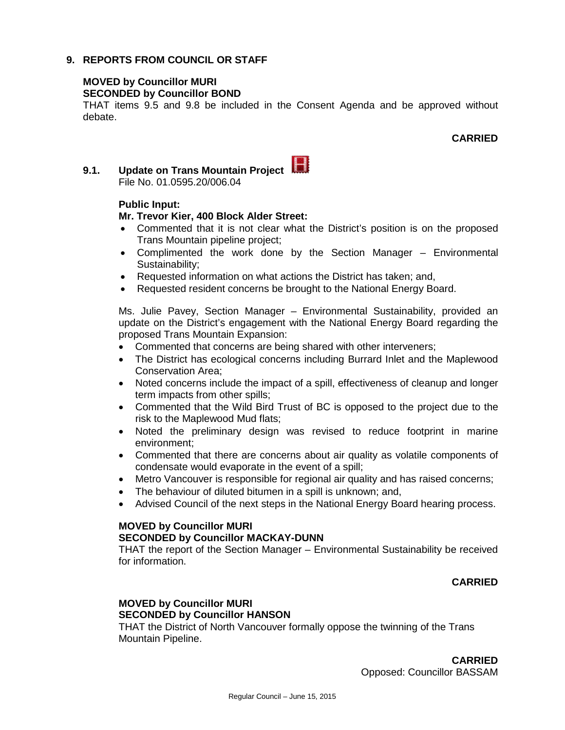## 9. REPORTS FROM COUNCIL OR STAFF

**MOVED by Councillor MURI**
**SECONDED by Councillor BOND**
THAT items 9.5 and 9.8 be included in the Consent Agenda and be approved without debate.

**CARRIED**

### 9.1. Update on Trans Mountain Project

File No. 01.0595.20/006.04

**Public Input:**
**Mr. Trevor Kier, 400 Block Alder Street:**

- Commented that it is not clear what the District's position is on the proposed Trans Mountain pipeline project;
- Complimented the work done by the Section Manager – Environmental Sustainability;
- Requested information on what actions the District has taken; and,
- Requested resident concerns be brought to the National Energy Board.

Ms. Julie Pavey, Section Manager – Environmental Sustainability, provided an update on the District's engagement with the National Energy Board regarding the proposed Trans Mountain Expansion:

- Commented that concerns are being shared with other interveners;
- The District has ecological concerns including Burrard Inlet and the Maplewood Conservation Area;
- Noted concerns include the impact of a spill, effectiveness of cleanup and longer term impacts from other spills;
- Commented that the Wild Bird Trust of BC is opposed to the project due to the risk to the Maplewood Mud flats;
- Noted the preliminary design was revised to reduce footprint in marine environment;
- Commented that there are concerns about air quality as volatile components of condensate would evaporate in the event of a spill;
- Metro Vancouver is responsible for regional air quality and has raised concerns;
- The behaviour of diluted bitumen in a spill is unknown; and,
- Advised Council of the next steps in the National Energy Board hearing process.

**MOVED by Councillor MURI**
**SECONDED by Councillor MACKAY-DUNN**
THAT the report of the Section Manager – Environmental Sustainability be received for information.

**CARRIED**

**MOVED by Councillor MURI**
**SECONDED by Councillor HANSON**
THAT the District of North Vancouver formally oppose the twinning of the Trans Mountain Pipeline.

**CARRIED**
Opposed: Councillor BASSAM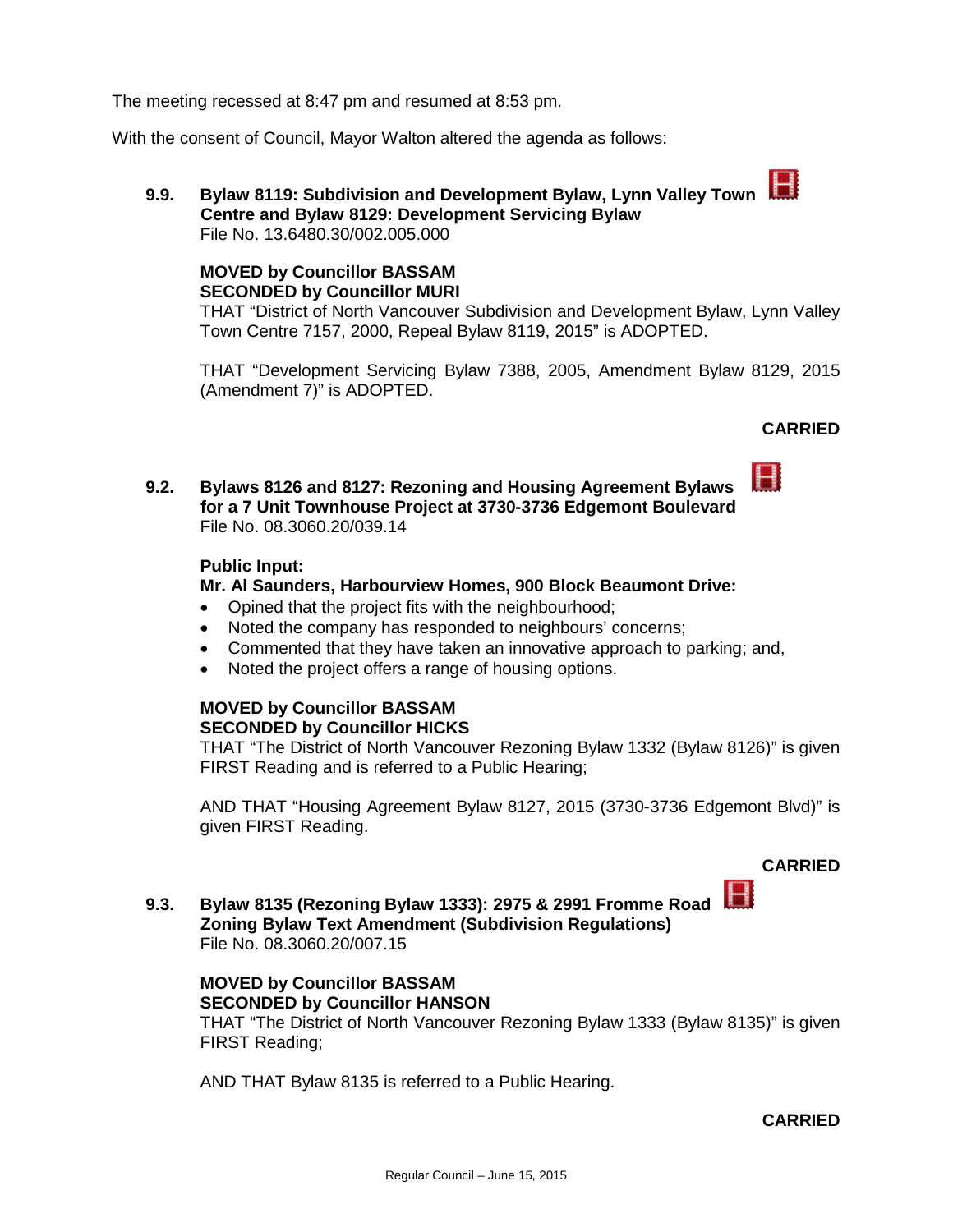The meeting recessed at 8:47 pm and resumed at 8:53 pm.

With the consent of Council, Mayor Walton altered the agenda as follows:

### 9.9. Bylaw 8119: Subdivision and Development Bylaw, Lynn Valley Town Centre and Bylaw 8129: Development Servicing Bylaw

File No. 13.6480.30/002.005.000

**MOVED by Councillor BASSAM**
**SECONDED by Councillor MURI**

THAT "District of North Vancouver Subdivision and Development Bylaw, Lynn Valley Town Centre 7157, 2000, Repeal Bylaw 8119, 2015" is ADOPTED.

THAT "Development Servicing Bylaw 7388, 2005, Amendment Bylaw 8129, 2015 (Amendment 7)" is ADOPTED.

**CARRIED**

### 9.2. Bylaws 8126 and 8127: Rezoning and Housing Agreement Bylaws for a 7 Unit Townhouse Project at 3730-3736 Edgemont Boulevard

File No. 08.3060.20/039.14

**Public Input:**

**Mr. Al Saunders, Harbourview Homes, 900 Block Beaumont Drive:**

- Opined that the project fits with the neighbourhood;
- Noted the company has responded to neighbours' concerns;
- Commented that they have taken an innovative approach to parking; and,
- Noted the project offers a range of housing options.

**MOVED by Councillor BASSAM**
**SECONDED by Councillor HICKS**

THAT "The District of North Vancouver Rezoning Bylaw 1332 (Bylaw 8126)" is given FIRST Reading and is referred to a Public Hearing;

AND THAT "Housing Agreement Bylaw 8127, 2015 (3730-3736 Edgemont Blvd)" is given FIRST Reading.

**CARRIED**

### 9.3. Bylaw 8135 (Rezoning Bylaw 1333): 2975 & 2991 Fromme Road Zoning Bylaw Text Amendment (Subdivision Regulations)

File No. 08.3060.20/007.15

**MOVED by Councillor BASSAM**
**SECONDED by Councillor HANSON**

THAT "The District of North Vancouver Rezoning Bylaw 1333 (Bylaw 8135)" is given FIRST Reading;

AND THAT Bylaw 8135 is referred to a Public Hearing.

**CARRIED**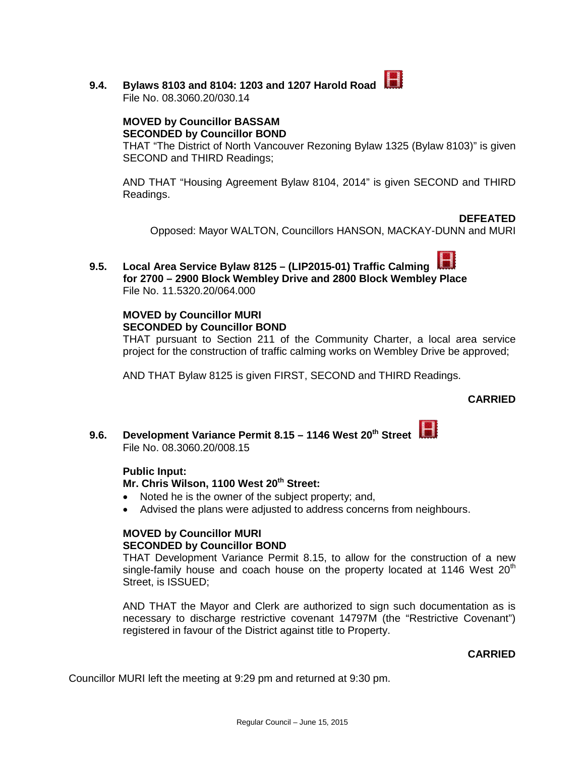### 9.4. Bylaws 8103 and 8104: 1203 and 1207 Harold Road

File No. 08.3060.20/030.14

**MOVED by Councillor BASSAM**
**SECONDED by Councillor BOND**

THAT "The District of North Vancouver Rezoning Bylaw 1325 (Bylaw 8103)" is given SECOND and THIRD Readings;

AND THAT "Housing Agreement Bylaw 8104, 2014" is given SECOND and THIRD Readings.

**DEFEATED**

Opposed: Mayor WALTON, Councillors HANSON, MACKAY-DUNN and MURI

### 9.5. Local Area Service Bylaw 8125 – (LIP2015-01) Traffic Calming for 2700 – 2900 Block Wembley Drive and 2800 Block Wembley Place

File No. 11.5320.20/064.000

**MOVED by Councillor MURI**
**SECONDED by Councillor BOND**

THAT pursuant to Section 211 of the Community Charter, a local area service project for the construction of traffic calming works on Wembley Drive be approved;

AND THAT Bylaw 8125 is given FIRST, SECOND and THIRD Readings.

**CARRIED**

### 9.6. Development Variance Permit 8.15 – 1146 West 20th Street

File No. 08.3060.20/008.15

**Public Input:**

**Mr. Chris Wilson, 1100 West 20th Street:**

- Noted he is the owner of the subject property; and,
- Advised the plans were adjusted to address concerns from neighbours.

**MOVED by Councillor MURI**
**SECONDED by Councillor BOND**

THAT Development Variance Permit 8.15, to allow for the construction of a new single-family house and coach house on the property located at 1146 West 20th Street, is ISSUED;

AND THAT the Mayor and Clerk are authorized to sign such documentation as is necessary to discharge restrictive covenant 14797M (the "Restrictive Covenant") registered in favour of the District against title to Property.

**CARRIED**

Councillor MURI left the meeting at 9:29 pm and returned at 9:30 pm.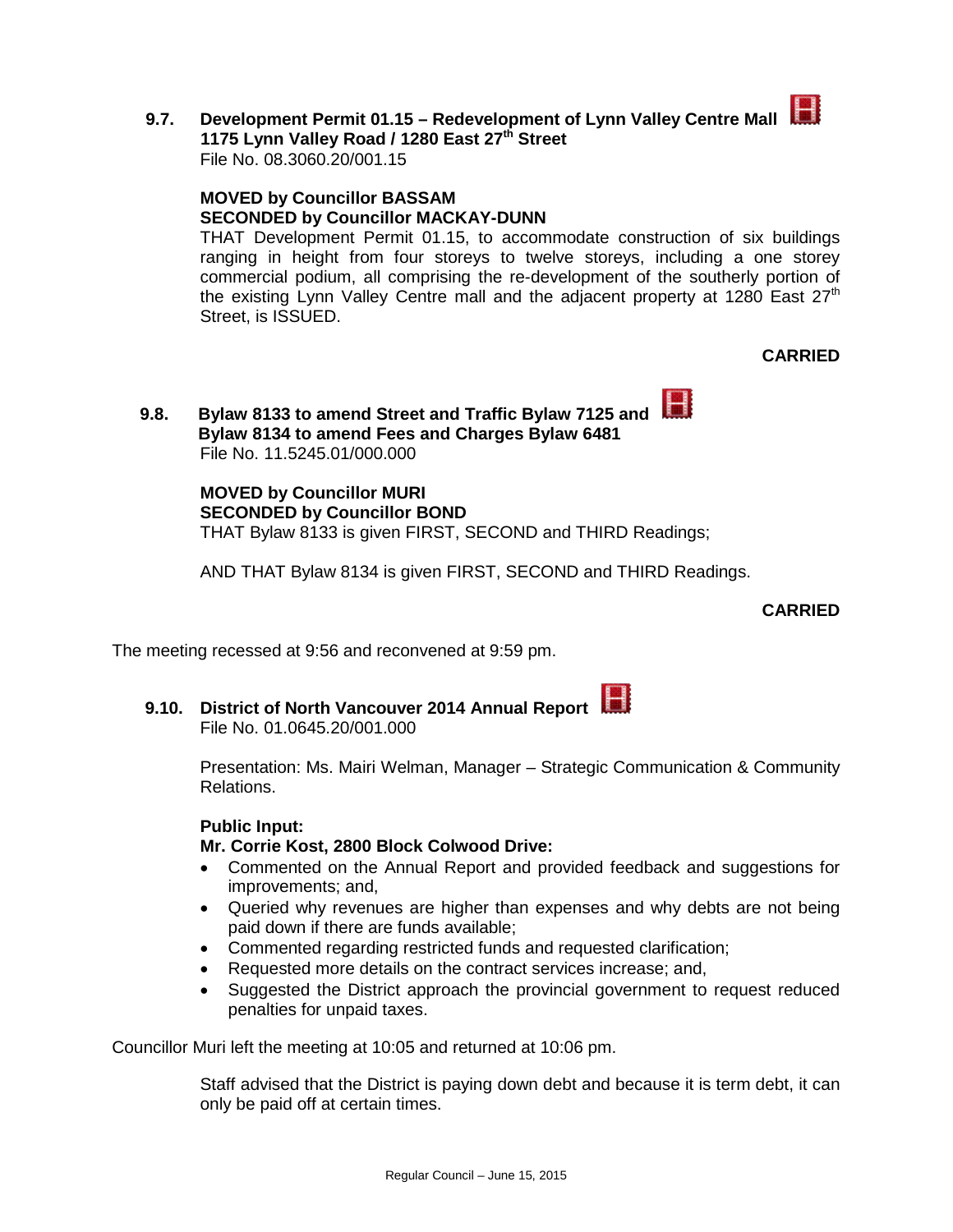**9.7. Development Permit 01.15 – Redevelopment of Lynn Valley Centre Mall 1175 Lynn Valley Road / 1280 East 27th Street**
File No. 08.3060.20/001.15

**MOVED by Councillor BASSAM**
**SECONDED by Councillor MACKAY-DUNN**
THAT Development Permit 01.15, to accommodate construction of six buildings ranging in height from four storeys to twelve storeys, including a one storey commercial podium, all comprising the re-development of the southerly portion of the existing Lynn Valley Centre mall and the adjacent property at 1280 East 27th Street, is ISSUED.

**CARRIED**

**9.8. Bylaw 8133 to amend Street and Traffic Bylaw 7125 and Bylaw 8134 to amend Fees and Charges Bylaw 6481**
File No. 11.5245.01/000.000

**MOVED by Councillor MURI**
**SECONDED by Councillor BOND**
THAT Bylaw 8133 is given FIRST, SECOND and THIRD Readings;

AND THAT Bylaw 8134 is given FIRST, SECOND and THIRD Readings.

**CARRIED**

The meeting recessed at 9:56 and reconvened at 9:59 pm.

**9.10. District of North Vancouver 2014 Annual Report**
File No. 01.0645.20/001.000

Presentation: Ms. Mairi Welman, Manager – Strategic Communication & Community Relations.

**Public Input:**
**Mr. Corrie Kost, 2800 Block Colwood Drive:**

- Commented on the Annual Report and provided feedback and suggestions for improvements; and,
- Queried why revenues are higher than expenses and why debts are not being paid down if there are funds available;
- Commented regarding restricted funds and requested clarification;
- Requested more details on the contract services increase; and,
- Suggested the District approach the provincial government to request reduced penalties for unpaid taxes.

Councillor Muri left the meeting at 10:05 and returned at 10:06 pm.

Staff advised that the District is paying down debt and because it is term debt, it can only be paid off at certain times.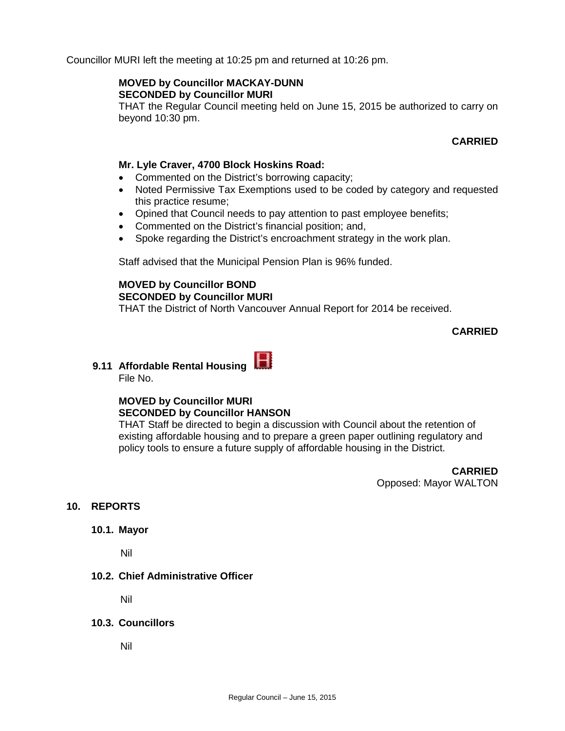Councillor MURI left the meeting at 10:25 pm and returned at 10:26 pm.

**MOVED by Councillor MACKAY-DUNN**
**SECONDED by Councillor MURI**
THAT the Regular Council meeting held on June 15, 2015 be authorized to carry on beyond 10:30 pm.

**CARRIED**

**Mr. Lyle Craver, 4700 Block Hoskins Road:**

- Commented on the District's borrowing capacity;
- Noted Permissive Tax Exemptions used to be coded by category and requested this practice resume;
- Opined that Council needs to pay attention to past employee benefits;
- Commented on the District's financial position; and,
- Spoke regarding the District's encroachment strategy in the work plan.

Staff advised that the Municipal Pension Plan is 96% funded.

**MOVED by Councillor BOND**
**SECONDED by Councillor MURI**
THAT the District of North Vancouver Annual Report for 2014 be received.

**CARRIED**

### 9.11 Affordable Rental Housing

File No.

**MOVED by Councillor MURI**
**SECONDED by Councillor HANSON**
THAT Staff be directed to begin a discussion with Council about the retention of existing affordable housing and to prepare a green paper outlining regulatory and policy tools to ensure a future supply of affordable housing in the District.

**CARRIED**
Opposed: Mayor WALTON

## 10. REPORTS

### 10.1. Mayor

Nil

### 10.2. Chief Administrative Officer

Nil

### 10.3. Councillors

Nil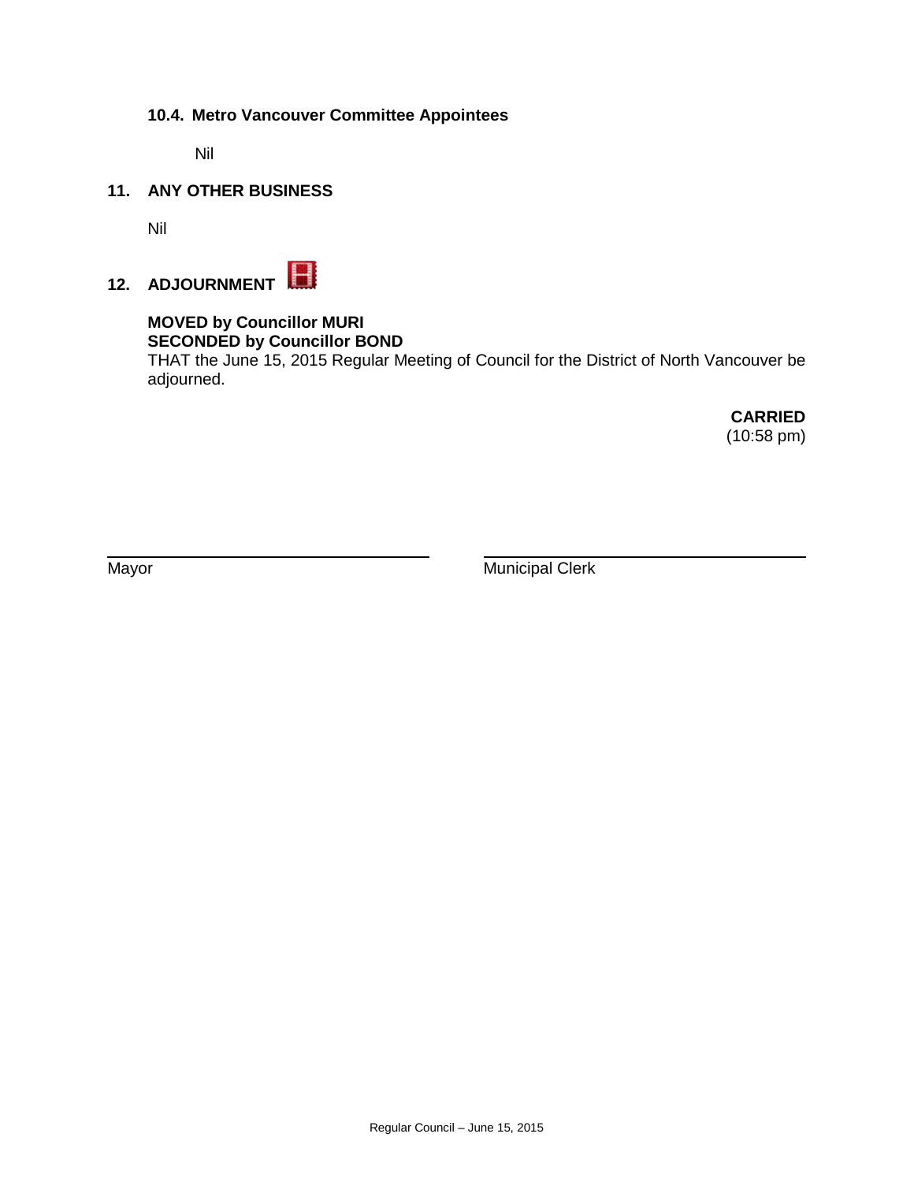### 10.4. Metro Vancouver Committee Appointees

Nil

## 11. ANY OTHER BUSINESS

Nil

## 12. ADJOURNMENT

**MOVED by Councillor MURI**
**SECONDED by Councillor BOND**
THAT the June 15, 2015 Regular Meeting of Council for the District of North Vancouver be adjourned.

**CARRIED**
(10:58 pm)

Mayor

Municipal Clerk